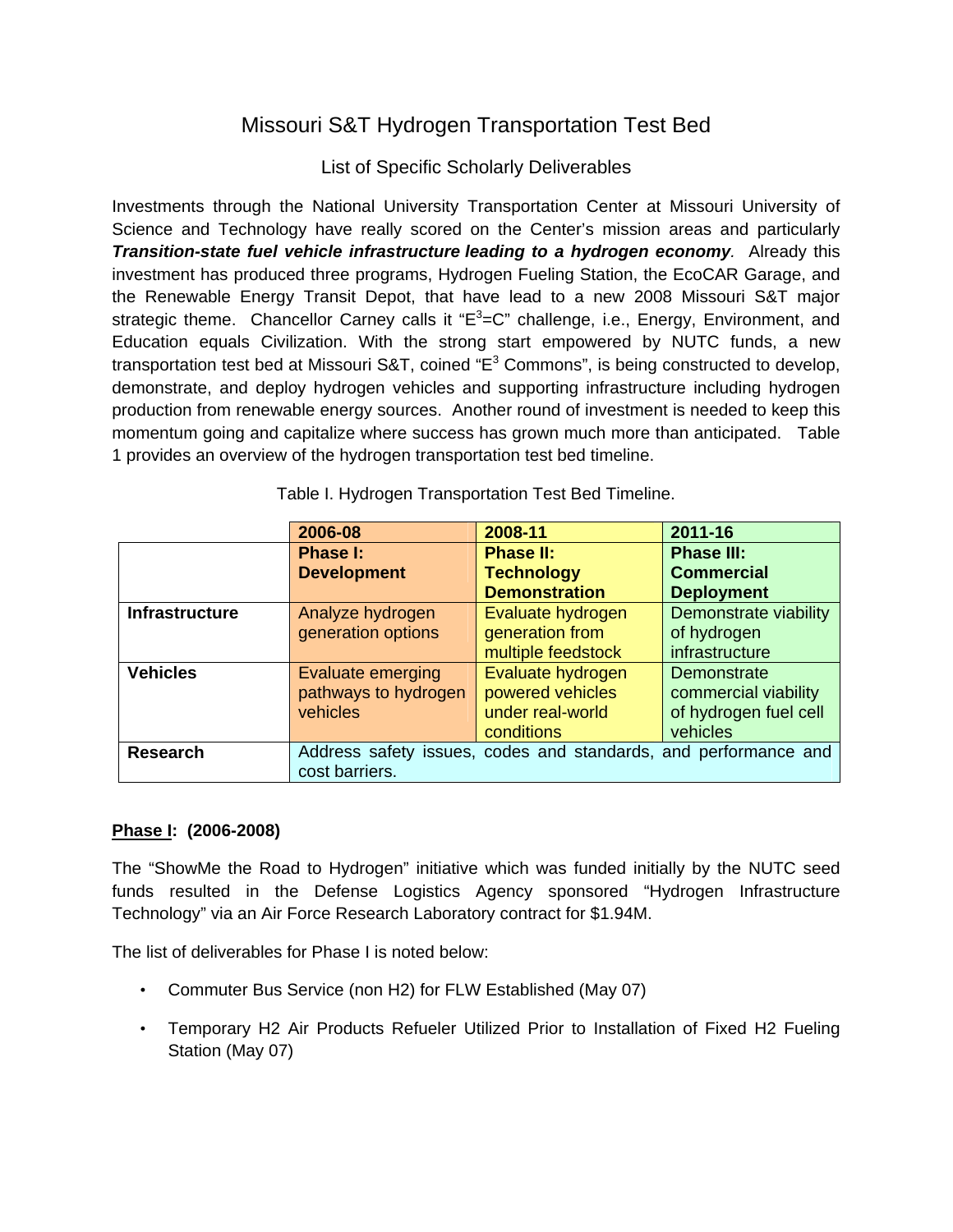# Missouri S&T Hydrogen Transportation Test Bed

## List of Specific Scholarly Deliverables

Investments through the National University Transportation Center at Missouri University of Science and Technology have really scored on the Center's mission areas and particularly ***Transition-state fuel vehicle infrastructure leading to a hydrogen economy***. Already this investment has produced three programs, Hydrogen Fueling Station, the EcoCAR Garage, and the Renewable Energy Transit Depot, that have lead to a new 2008 Missouri S&T major strategic theme. Chancellor Carney calls it "$E^3$=C" challenge, i.e., Energy, Environment, and Education equals Civilization. With the strong start empowered by NUTC funds, a new transportation test bed at Missouri S&T, coined "$E^3$ Commons", is being constructed to develop, demonstrate, and deploy hydrogen vehicles and supporting infrastructure including hydrogen production from renewable energy sources. Another round of investment is needed to keep this momentum going and capitalize where success has grown much more than anticipated. Table 1 provides an overview of the hydrogen transportation test bed timeline.

Table I. Hydrogen Transportation Test Bed Timeline.

| | **2006-08**<br>**Phase I: Development** | **2008-11**<br>**Phase II: Technology Demonstration** | **2011-16**<br>**Phase III: Commercial Deployment** |
|---|---|---|---|
| **Infrastructure** | Analyze hydrogen generation options | Evaluate hydrogen generation from multiple feedstock | Demonstrate viability of hydrogen infrastructure |
| **Vehicles** | Evaluate emerging pathways to hydrogen vehicles | Evaluate hydrogen powered vehicles under real-world conditions | Demonstrate commercial viability of hydrogen fuel cell vehicles |
| **Research** | Address safety issues, codes and standards, and performance and cost barriers. | | |

**<u>Phase I</u>: (2006-2008)**

The "ShowMe the Road to Hydrogen" initiative which was funded initially by the NUTC seed funds resulted in the Defense Logistics Agency sponsored "Hydrogen Infrastructure Technology" via an Air Force Research Laboratory contract for $1.94M.

The list of deliverables for Phase I is noted below:

- Commuter Bus Service (non H2) for FLW Established (May 07)
- Temporary H2 Air Products Refueler Utilized Prior to Installation of Fixed H2 Fueling Station (May 07)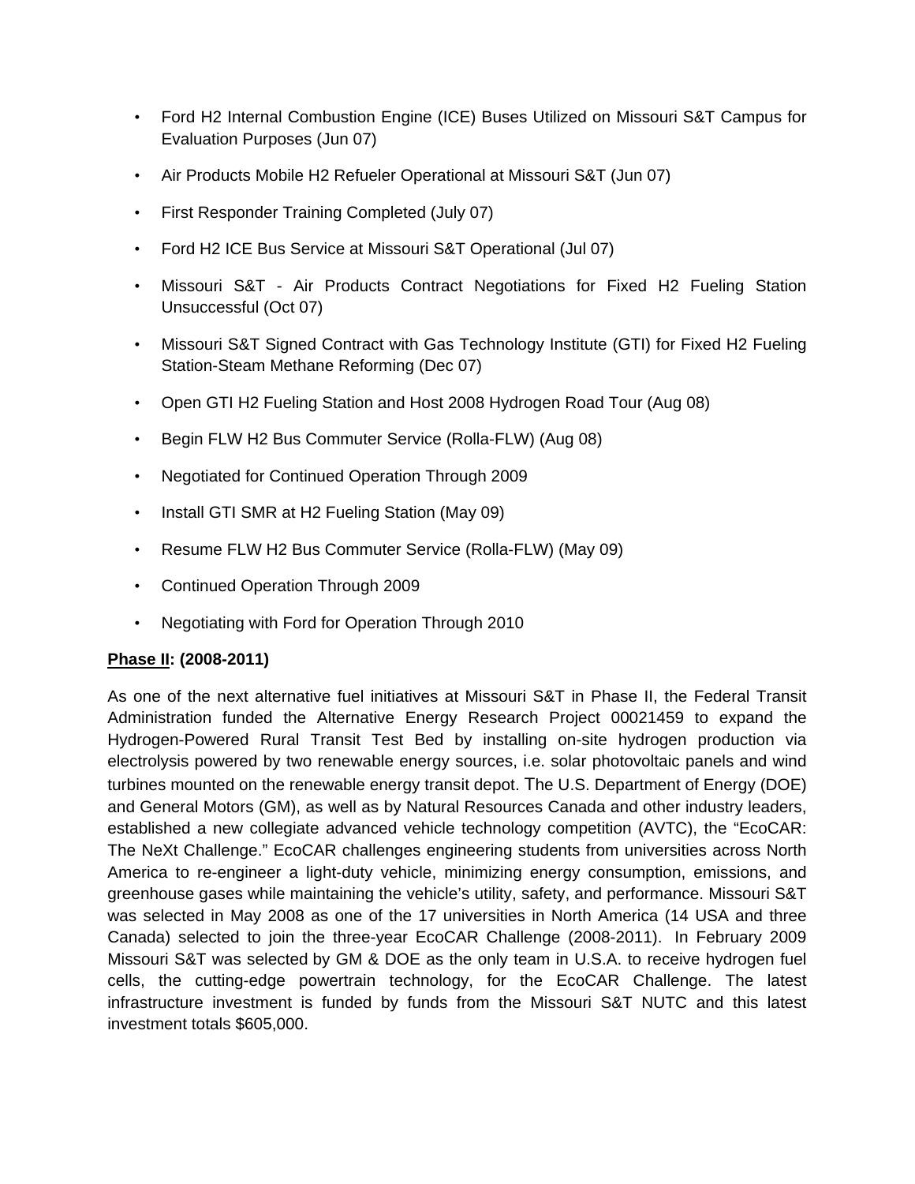- Ford H2 Internal Combustion Engine (ICE) Buses Utilized on Missouri S&T Campus for Evaluation Purposes (Jun 07)
- Air Products Mobile H2 Refueler Operational at Missouri S&T (Jun 07)
- First Responder Training Completed (July 07)
- Ford H2 ICE Bus Service at Missouri S&T Operational (Jul 07)
- Missouri S&T - Air Products Contract Negotiations for Fixed H2 Fueling Station Unsuccessful (Oct 07)
- Missouri S&T Signed Contract with Gas Technology Institute (GTI) for Fixed H2 Fueling Station-Steam Methane Reforming (Dec 07)
- Open GTI H2 Fueling Station and Host 2008 Hydrogen Road Tour (Aug 08)
- Begin FLW H2 Bus Commuter Service (Rolla-FLW) (Aug 08)
- Negotiated for Continued Operation Through 2009
- Install GTI SMR at H2 Fueling Station (May 09)
- Resume FLW H2 Bus Commuter Service (Rolla-FLW) (May 09)
- Continued Operation Through 2009
- Negotiating with Ford for Operation Through 2010

**<u>Phase II</u>: (2008-2011)**

As one of the next alternative fuel initiatives at Missouri S&T in Phase II, the Federal Transit Administration funded the Alternative Energy Research Project 00021459 to expand the Hydrogen-Powered Rural Transit Test Bed by installing on-site hydrogen production via electrolysis powered by two renewable energy sources, i.e. solar photovoltaic panels and wind turbines mounted on the renewable energy transit depot. The U.S. Department of Energy (DOE) and General Motors (GM), as well as by Natural Resources Canada and other industry leaders, established a new collegiate advanced vehicle technology competition (AVTC), the "EcoCAR: The NeXt Challenge." EcoCAR challenges engineering students from universities across North America to re-engineer a light-duty vehicle, minimizing energy consumption, emissions, and greenhouse gases while maintaining the vehicle's utility, safety, and performance. Missouri S&T was selected in May 2008 as one of the 17 universities in North America (14 USA and three Canada) selected to join the three-year EcoCAR Challenge (2008-2011). In February 2009 Missouri S&T was selected by GM & DOE as the only team in U.S.A. to receive hydrogen fuel cells, the cutting-edge powertrain technology, for the EcoCAR Challenge. The latest infrastructure investment is funded by funds from the Missouri S&T NUTC and this latest investment totals $605,000.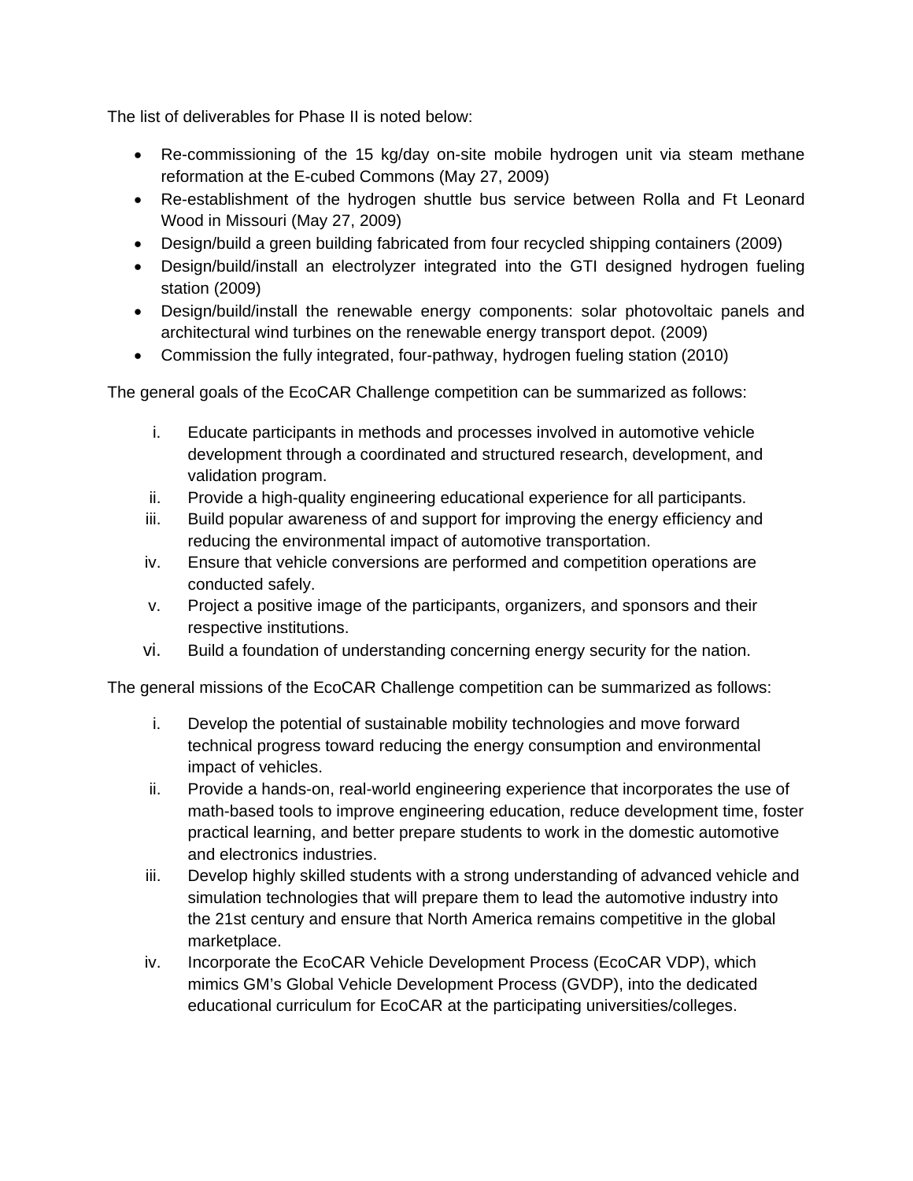The list of deliverables for Phase II is noted below:

- Re-commissioning of the 15 kg/day on-site mobile hydrogen unit via steam methane reformation at the E-cubed Commons (May 27, 2009)
- Re-establishment of the hydrogen shuttle bus service between Rolla and Ft Leonard Wood in Missouri (May 27, 2009)
- Design/build a green building fabricated from four recycled shipping containers (2009)
- Design/build/install an electrolyzer integrated into the GTI designed hydrogen fueling station (2009)
- Design/build/install the renewable energy components: solar photovoltaic panels and architectural wind turbines on the renewable energy transport depot. (2009)
- Commission the fully integrated, four-pathway, hydrogen fueling station (2010)

The general goals of the EcoCAR Challenge competition can be summarized as follows:

i. Educate participants in methods and processes involved in automotive vehicle development through a coordinated and structured research, development, and validation program.
ii. Provide a high-quality engineering educational experience for all participants.
iii. Build popular awareness of and support for improving the energy efficiency and reducing the environmental impact of automotive transportation.
iv. Ensure that vehicle conversions are performed and competition operations are conducted safely.
v. Project a positive image of the participants, organizers, and sponsors and their respective institutions.
vi. Build a foundation of understanding concerning energy security for the nation.

The general missions of the EcoCAR Challenge competition can be summarized as follows:

i. Develop the potential of sustainable mobility technologies and move forward technical progress toward reducing the energy consumption and environmental impact of vehicles.
ii. Provide a hands-on, real-world engineering experience that incorporates the use of math-based tools to improve engineering education, reduce development time, foster practical learning, and better prepare students to work in the domestic automotive and electronics industries.
iii. Develop highly skilled students with a strong understanding of advanced vehicle and simulation technologies that will prepare them to lead the automotive industry into the 21st century and ensure that North America remains competitive in the global marketplace.
iv. Incorporate the EcoCAR Vehicle Development Process (EcoCAR VDP), which mimics GM's Global Vehicle Development Process (GVDP), into the dedicated educational curriculum for EcoCAR at the participating universities/colleges.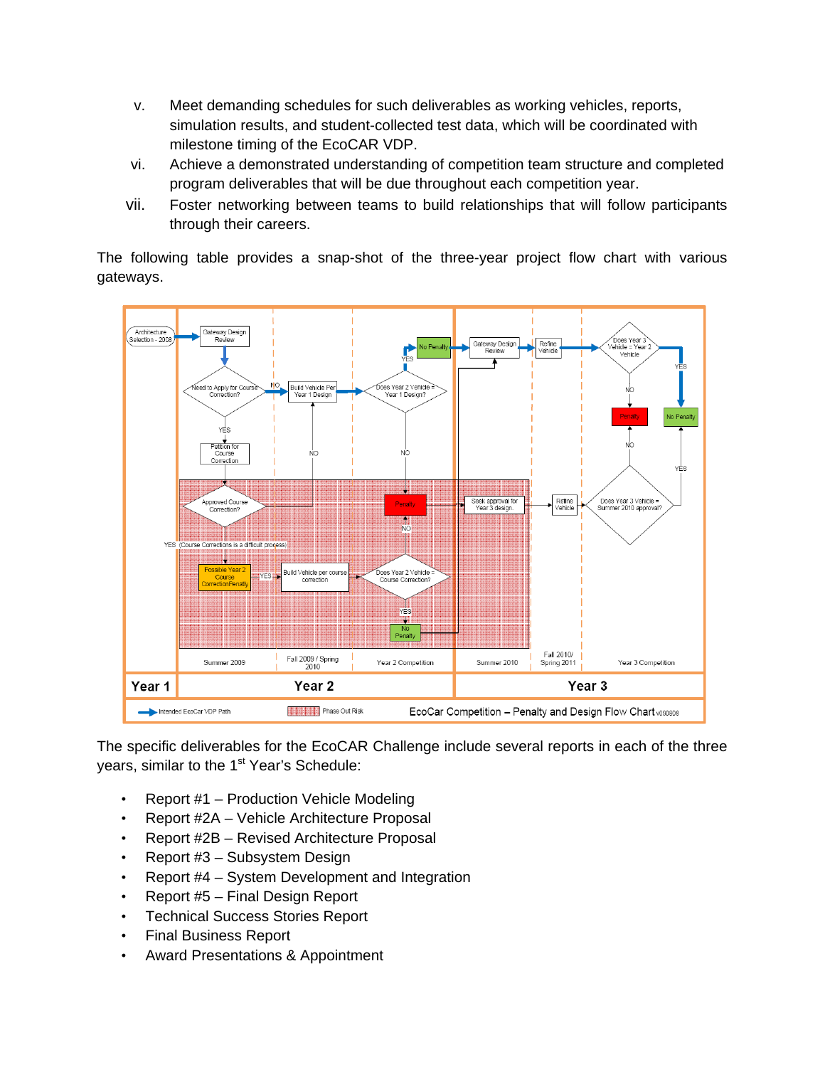v. Meet demanding schedules for such deliverables as working vehicles, reports, simulation results, and student-collected test data, which will be coordinated with milestone timing of the EcoCAR VDP.

vi. Achieve a demonstrated understanding of competition team structure and completed program deliverables that will be due throughout each competition year.

vii. Foster networking between teams to build relationships that will follow participants through their careers.

The following table provides a snap-shot of the three-year project flow chart with various gateways.

The specific deliverables for the EcoCAR Challenge include several reports in each of the three years, similar to the 1st Year's Schedule:

- Report #1 – Production Vehicle Modeling
- Report #2A – Vehicle Architecture Proposal
- Report #2B – Revised Architecture Proposal
- Report #3 – Subsystem Design
- Report #4 – System Development and Integration
- Report #5 – Final Design Report
- Technical Success Stories Report
- Final Business Report
- Award Presentations & Appointment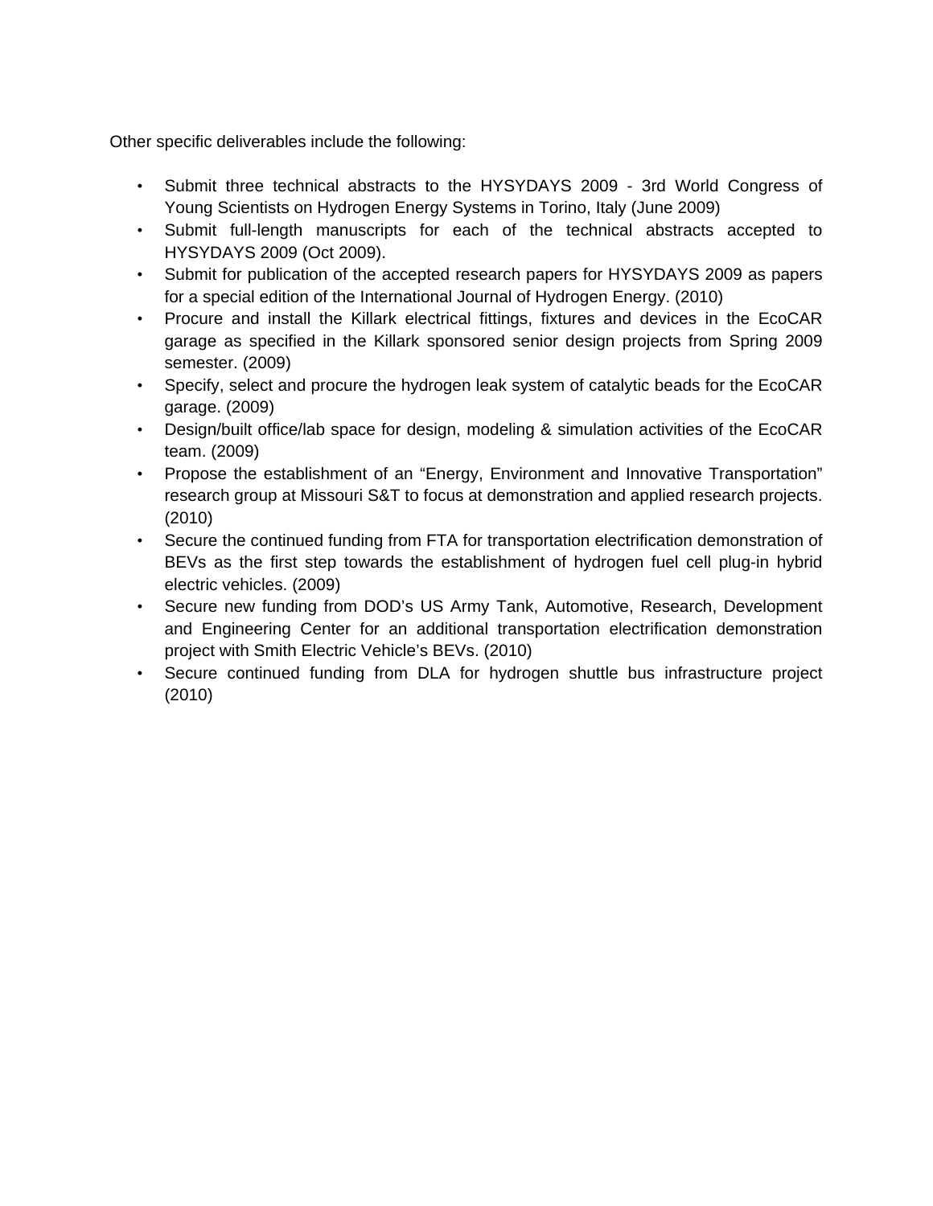Other specific deliverables include the following:

- Submit three technical abstracts to the HYSYDAYS 2009 - 3rd World Congress of Young Scientists on Hydrogen Energy Systems in Torino, Italy (June 2009)
- Submit full-length manuscripts for each of the technical abstracts accepted to HYSYDAYS 2009 (Oct 2009).
- Submit for publication of the accepted research papers for HYSYDAYS 2009 as papers for a special edition of the International Journal of Hydrogen Energy. (2010)
- Procure and install the Killark electrical fittings, fixtures and devices in the EcoCAR garage as specified in the Killark sponsored senior design projects from Spring 2009 semester. (2009)
- Specify, select and procure the hydrogen leak system of catalytic beads for the EcoCAR garage. (2009)
- Design/built office/lab space for design, modeling & simulation activities of the EcoCAR team. (2009)
- Propose the establishment of an “Energy, Environment and Innovative Transportation” research group at Missouri S&T to focus at demonstration and applied research projects. (2010)
- Secure the continued funding from FTA for transportation electrification demonstration of BEVs as the first step towards the establishment of hydrogen fuel cell plug-in hybrid electric vehicles. (2009)
- Secure new funding from DOD’s US Army Tank, Automotive, Research, Development and Engineering Center for an additional transportation electrification demonstration project with Smith Electric Vehicle’s BEVs. (2010)
- Secure continued funding from DLA for hydrogen shuttle bus infrastructure project (2010)